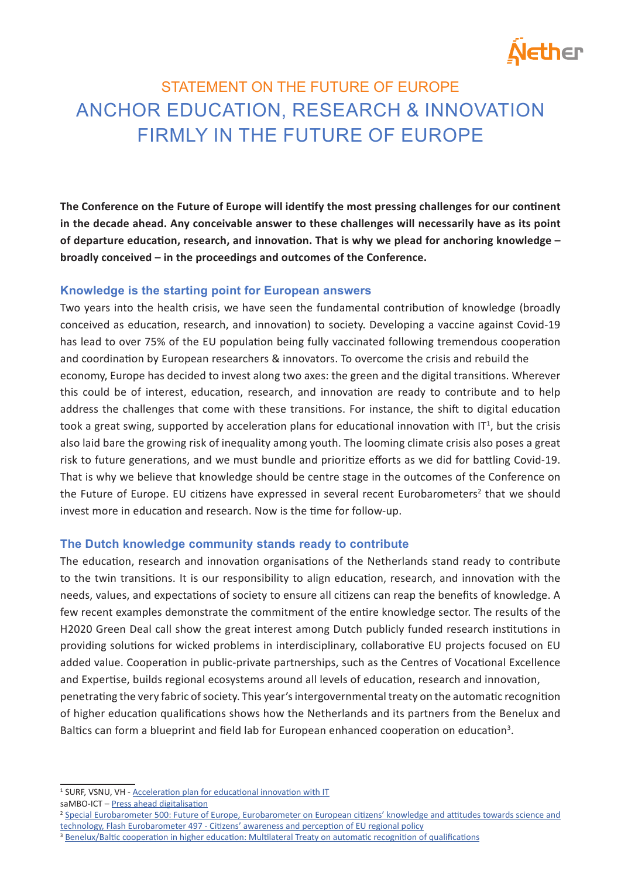# STATEMENT ON THE FUTURE OF EUROPE

# ANCHOR EDUCATION, RESEARCH & INNOVATION FIRMLY IN THE FUTURE OF EUROPE

**The Conference on the Future of Europe will identify the most pressing challenges for our continent in the decade ahead. Any conceivable answer to these challenges will necessarily have as its point of departure education, research, and innovation. That is why we plead for anchoring knowledge – broadly conceived – in the proceedings and outcomes of the Conference.**

## Knowledge is the starting point for European answers

Two years into the health crisis, we have seen the fundamental contribution of knowledge (broadly conceived as education, research, and innovation) to society. Developing a vaccine against Covid-19 has lead to over 75% of the EU population being fully vaccinated following tremendous cooperation and coordination by European researchers & innovators. To overcome the crisis and rebuild the economy, Europe has decided to invest along two axes: the green and the digital transitions. Wherever this could be of interest, education, research, and innovation are ready to contribute and to help address the challenges that come with these transitions. For instance, the shift to digital education took a great swing, supported by acceleration plans for educational innovation with IT[1], but the crisis also laid bare the growing risk of inequality among youth. The looming climate crisis also poses a great risk to future generations, and we must bundle and prioritize efforts as we did for battling Covid-19. That is why we believe that knowledge should be centre stage in the outcomes of the Conference on the Future of Europe. EU citizens have expressed in several recent Eurobarometers[2] that we should invest more in education and research. Now is the time for follow-up.

## The Dutch knowledge community stands ready to contribute

The education, research and innovation organisations of the Netherlands stand ready to contribute to the twin transitions. It is our responsibility to align education, research, and innovation with the needs, values, and expectations of society to ensure all citizens can reap the benefits of knowledge. A few recent examples demonstrate the commitment of the entire knowledge sector. The results of the H2020 Green Deal call show the great interest among Dutch publicly funded research institutions in providing solutions for wicked problems in interdisciplinary, collaborative EU projects focused on EU added value. Cooperation in public-private partnerships, such as the Centres of Vocational Excellence and Expertise, builds regional ecosystems around all levels of education, research and innovation, penetrating the very fabric of society. This year's intergovernmental treaty on the automatic recognition of higher education qualifications shows how the Netherlands and its partners from the Benelux and Baltics can form a blueprint and field lab for European enhanced cooperation on education[3].

---

[1] SURF, VSNU, VH - Acceleration plan for educational innovation with IT
saMBO-ICT – Press ahead digitalisation

[2] Special Eurobarometer 500: Future of Europe, Eurobarometer on European citizens' knowledge and attitudes towards science and technology, Flash Eurobarometer 497 - Citizens' awareness and perception of EU regional policy

[3] Benelux/Baltic cooperation in higher education: Multilateral Treaty on automatic recognition of qualifications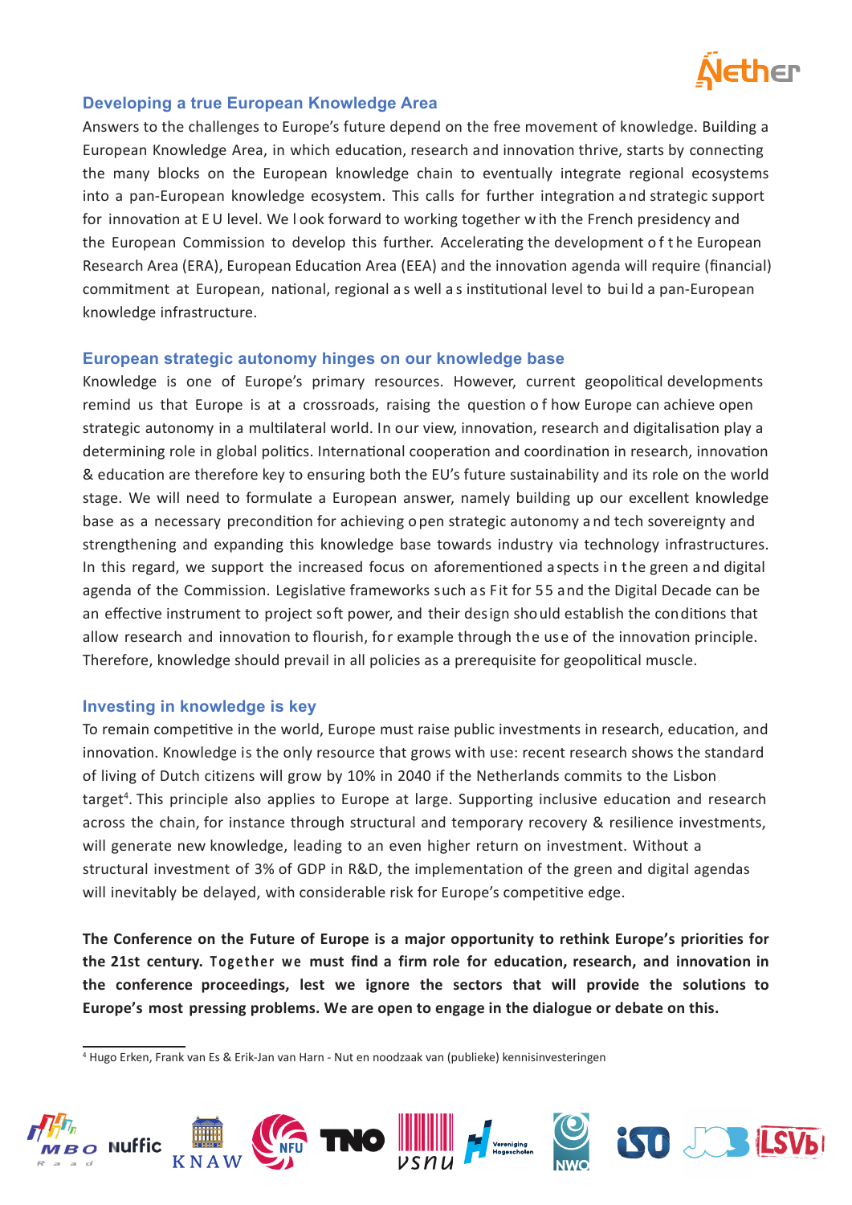## Developing a true European Knowledge Area

Answers to the challenges to Europe's future depend on the free movement of knowledge. Building a European Knowledge Area, in which education, research and innovation thrive, starts by connecting the many blocks on the European knowledge chain to eventually integrate regional ecosystems into a pan-European knowledge ecosystem. This calls for further integration and strategic support for innovation at EU level. We look forward to working together with the French presidency and the European Commission to develop this further. Accelerating the development of the European Research Area (ERA), European Education Area (EEA) and the innovation agenda will require (financial) commitment at European, national, regional as well as institutional level to build a pan-European knowledge infrastructure.

## European strategic autonomy hinges on our knowledge base

Knowledge is one of Europe's primary resources. However, current geopolitical developments remind us that Europe is at a crossroads, raising the question of how Europe can achieve open strategic autonomy in a multilateral world. In our view, innovation, research and digitalisation play a determining role in global politics. International cooperation and coordination in research, innovation & education are therefore key to ensuring both the EU's future sustainability and its role on the world stage. We will need to formulate a European answer, namely building up our excellent knowledge base as a necessary precondition for achieving open strategic autonomy and tech sovereignty and strengthening and expanding this knowledge base towards industry via technology infrastructures. In this regard, we support the increased focus on aforementioned aspects in the green and digital agenda of the Commission. Legislative frameworks such as Fit for 55 and the Digital Decade can be an effective instrument to project soft power, and their design should establish the conditions that allow research and innovation to flourish, for example through the use of the innovation principle. Therefore, knowledge should prevail in all policies as a prerequisite for geopolitical muscle.

## Investing in knowledge is key

To remain competitive in the world, Europe must raise public investments in research, education, and innovation. Knowledge is the only resource that grows with use: recent research shows the standard of living of Dutch citizens will grow by 10% in 2040 if the Netherlands commits to the Lisbon target[4]. This principle also applies to Europe at large. Supporting inclusive education and research across the chain, for instance through structural and temporary recovery & resilience investments, will generate new knowledge, leading to an even higher return on investment. Without a structural investment of 3% of GDP in R&D, the implementation of the green and digital agendas will inevitably be delayed, with considerable risk for Europe's competitive edge.

**The Conference on the Future of Europe is a major opportunity to rethink Europe's priorities for the 21st century. Together we must find a firm role for education, research, and innovation in the conference proceedings, lest we ignore the sectors that will provide the solutions to Europe's most pressing problems. We are open to engage in the dialogue or debate on this.**

[4] Hugo Erken, Frank van Es & Erik-Jan van Harn - Nut en noodzaak van (publieke) kennisinvesteringen